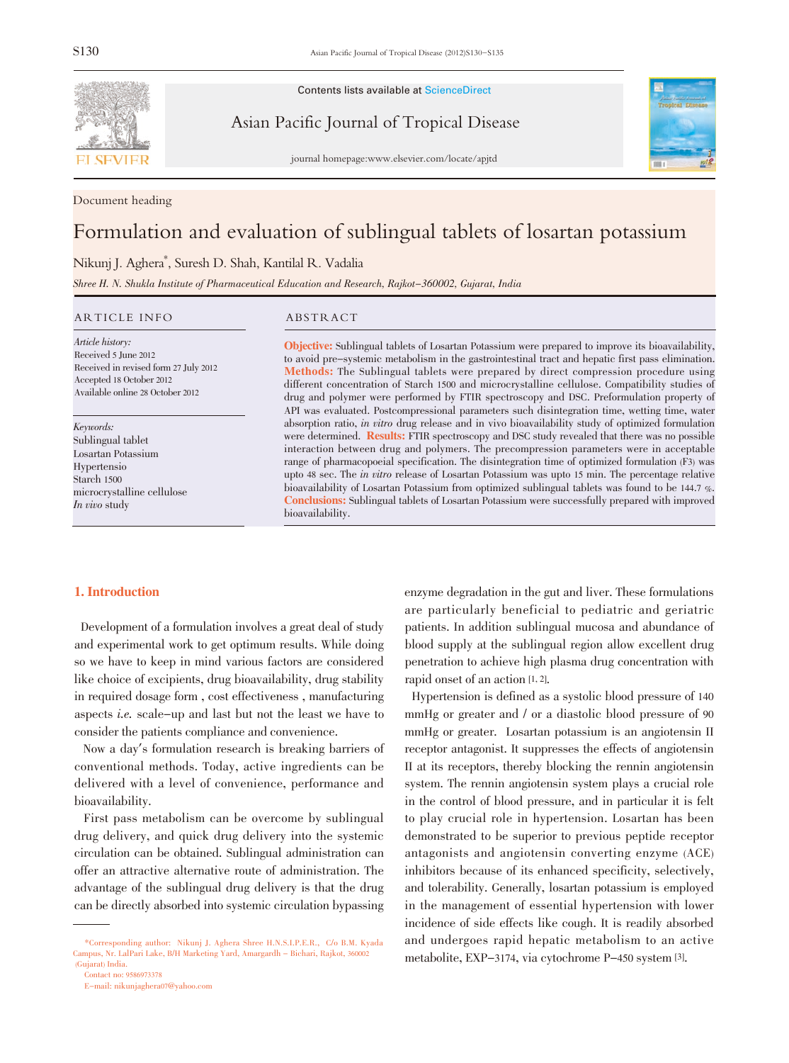Document heading

# Formulation and evaluation of sublingual tablets of losartan potassium

Nikunj J. Aghera[*], Suresh D. Shah, Kantilal R. Vadalia

*Shree H. N. Shukla Institute of Pharmaceutical Education and Research, Rajkot–360002, Gujarat, India*

**ARTICLE INFO**

*Article history:*
Received 5 June 2012
Received in revised form 27 July 2012
Accepted 18 October 2012
Available online 28 October 2012

*Keywords:*
Sublingual tablet
Losartan Potassium
Hypertensio
Starch 1500
microcrystalline cellulose
*In vivo* study

**ABSTRACT**

**Objective:** Sublingual tablets of Losartan Potassium were prepared to improve its bioavailability, to avoid pre–systemic metabolism in the gastrointestinal tract and hepatic first pass elimination. **Methods:** The Sublingual tablets were prepared by direct compression procedure using different concentration of Starch 1500 and microcrystalline cellulose. Compatibility studies of drug and polymer were performed by FTIR spectroscopy and DSC. Preformulation property of API was evaluated. Postcompressional parameters such disintegration time, wetting time, water absorption ratio, *in vitro* drug release and in vivo bioavailability study of optimized formulation were determined. **Results:** FTIR spectroscopy and DSC study revealed that there was no possible interaction between drug and polymers. The precompression parameters were in acceptable range of pharmacopoeial specification. The disintegration time of optimized formulation (F3) was upto 48 sec. The *in vitro* release of Losartan Potassium was upto 15 min. The percentage relative bioavailability of Losartan Potassium from optimized sublingual tablets was found to be 144.7 %. **Conclusions:** Sublingual tablets of Losartan Potassium were successfully prepared with improved bioavailability.

## 1. Introduction

Development of a formulation involves a great deal of study and experimental work to get optimum results. While doing so we have to keep in mind various factors are considered like choice of excipients, drug bioavailability, drug stability in required dosage form , cost effectiveness , manufacturing aspects *i.e.* scale–up and last but not the least we have to consider the patients compliance and convenience.

Now a day's formulation research is breaking barriers of conventional methods. Today, active ingredients can be delivered with a level of convenience, performance and bioavailability.

First pass metabolism can be overcome by sublingual drug delivery, and quick drug delivery into the systemic circulation can be obtained. Sublingual administration can offer an attractive alternative route of administration. The advantage of the sublingual drug delivery is that the drug can be directly absorbed into systemic circulation bypassing enzyme degradation in the gut and liver. These formulations are particularly beneficial to pediatric and geriatric patients. In addition sublingual mucosa and abundance of blood supply at the sublingual region allow excellent drug penetration to achieve high plasma drug concentration with rapid onset of an action [1, 2].

Hypertension is defined as a systolic blood pressure of 140 mmHg or greater and / or a diastolic blood pressure of 90 mmHg or greater. Losartan potassium is an angiotensin II receptor antagonist. It suppresses the effects of angiotensin II at its receptors, thereby blocking the rennin angiotensin system. The rennin angiotensin system plays a crucial role in the control of blood pressure, and in particular it is felt to play crucial role in hypertension. Losartan has been demonstrated to be superior to previous peptide receptor antagonists and angiotensin converting enzyme (ACE) inhibitors because of its enhanced specificity, selectively, and tolerability. Generally, losartan potassium is employed in the management of essential hypertension with lower incidence of side effects like cough. It is readily absorbed and undergoes rapid hepatic metabolism to an active metabolite, EXP–3174, via cytochrome P–450 system [3].

*Corresponding author: Nikunj J. Aghera Shree H.N.S.I.P.E.R., C/o B.M. Kyada Campus, Nr. LalPari Lake, B/H Marketing Yard, Amargadh – Bichari, Rajkot, 360002 (Gujarat) India.
Contact no: 9586973378
E–mail: nikunjaghera07@yahoo.com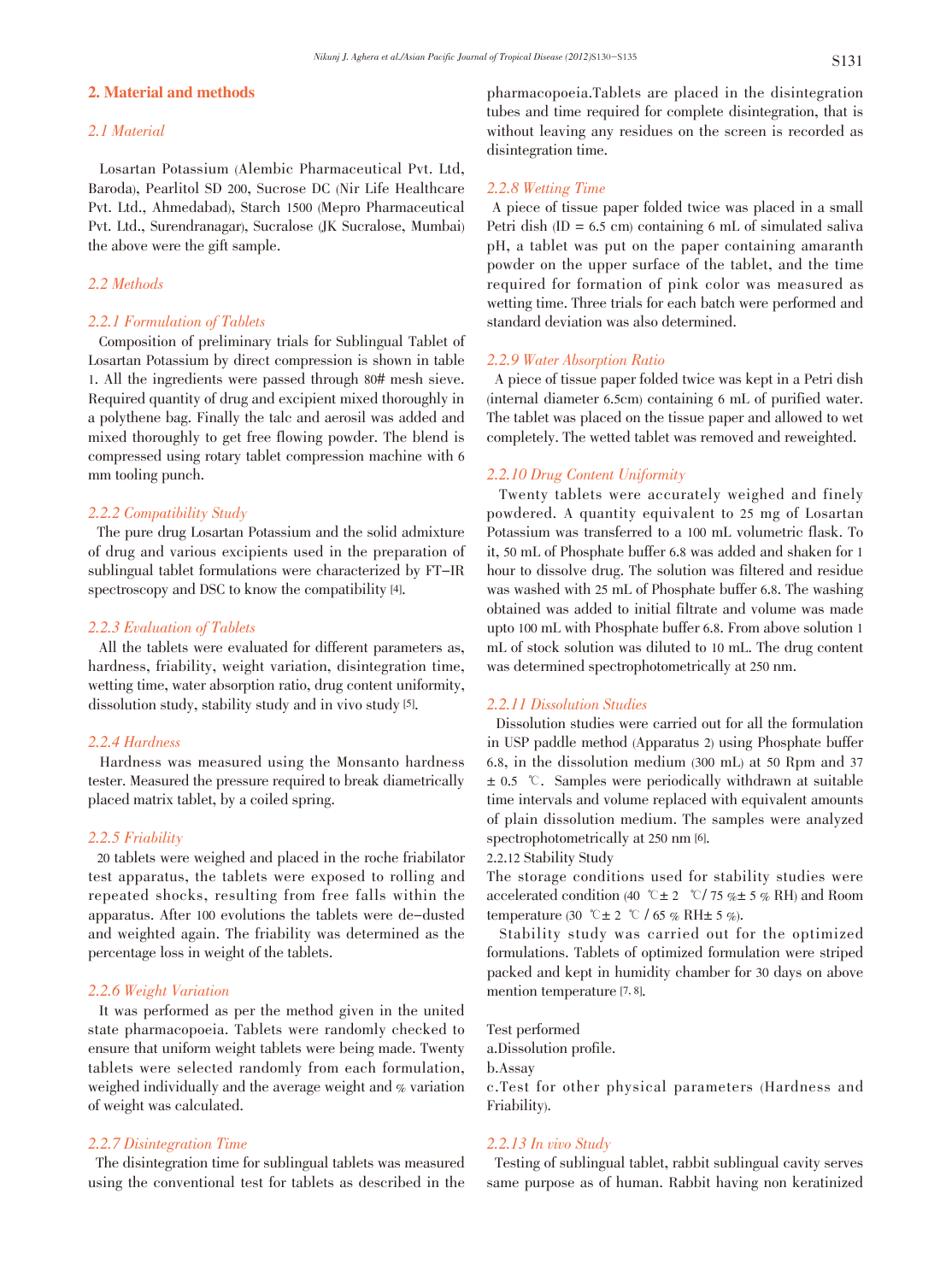## 2. Material and methods

### 2.1 Material

Losartan Potassium (Alembic Pharmaceutical Pvt. Ltd, Baroda), Pearlitol SD 200, Sucrose DC (Nir Life Healthcare Pvt. Ltd., Ahmedabad), Starch 1500 (Mepro Pharmaceutical Pvt. Ltd., Surendranagar), Sucralose (JK Sucralose, Mumbai) the above were the gift sample.

### 2.2 Methods

#### 2.2.1 Formulation of Tablets

Composition of preliminary trials for Sublingual Tablet of Losartan Potassium by direct compression is shown in table 1. All the ingredients were passed through 80# mesh sieve. Required quantity of drug and excipient mixed thoroughly in a polythene bag. Finally the talc and aerosil was added and mixed thoroughly to get free flowing powder. The blend is compressed using rotary tablet compression machine with 6 mm tooling punch.

#### 2.2.2 Compatibility Study

The pure drug Losartan Potassium and the solid admixture of drug and various excipients used in the preparation of sublingual tablet formulations were characterized by FT-IR spectroscopy and DSC to know the compatibility [4].

#### 2.2.3 Evaluation of Tablets

All the tablets were evaluated for different parameters as, hardness, friability, weight variation, disintegration time, wetting time, water absorption ratio, drug content uniformity, dissolution study, stability study and in vivo study [5].

#### 2.2.4 Hardness

Hardness was measured using the Monsanto hardness tester. Measured the pressure required to break diametrically placed matrix tablet, by a coiled spring.

#### 2.2.5 Friability

20 tablets were weighed and placed in the roche friabilator test apparatus, the tablets were exposed to rolling and repeated shocks, resulting from free falls within the apparatus. After 100 evolutions the tablets were de-dusted and weighted again. The friability was determined as the percentage loss in weight of the tablets.

#### 2.2.6 Weight Variation

It was performed as per the method given in the united state pharmacopoeia. Tablets were randomly checked to ensure that uniform weight tablets were being made. Twenty tablets were selected randomly from each formulation, weighed individually and the average weight and % variation of weight was calculated.

#### 2.2.7 Disintegration Time

The disintegration time for sublingual tablets was measured using the conventional test for tablets as described in the pharmacopoeia.Tablets are placed in the disintegration tubes and time required for complete disintegration, that is without leaving any residues on the screen is recorded as disintegration time.

#### 2.2.8 Wetting Time

A piece of tissue paper folded twice was placed in a small Petri dish (ID = 6.5 cm) containing 6 mL of simulated saliva pH, a tablet was put on the paper containing amaranth powder on the upper surface of the tablet, and the time required for formation of pink color was measured as wetting time. Three trials for each batch were performed and standard deviation was also determined.

#### 2.2.9 Water Absorption Ratio

A piece of tissue paper folded twice was kept in a Petri dish (internal diameter 6.5cm) containing 6 mL of purified water. The tablet was placed on the tissue paper and allowed to wet completely. The wetted tablet was removed and reweighted.

#### 2.2.10 Drug Content Uniformity

Twenty tablets were accurately weighed and finely powdered. A quantity equivalent to 25 mg of Losartan Potassium was transferred to a 100 mL volumetric flask. To it, 50 mL of Phosphate buffer 6.8 was added and shaken for 1 hour to dissolve drug. The solution was filtered and residue was washed with 25 mL of Phosphate buffer 6.8. The washing obtained was added to initial filtrate and volume was made upto 100 mL with Phosphate buffer 6.8. From above solution 1 mL of stock solution was diluted to 10 mL. The drug content was determined spectrophotometrically at 250 nm.

#### 2.2.11 Dissolution Studies

Dissolution studies were carried out for all the formulation in USP paddle method (Apparatus 2) using Phosphate buffer 6.8, in the dissolution medium (300 mL) at 50 Rpm and 37 ± 0.5 ℃. Samples were periodically withdrawn at suitable time intervals and volume replaced with equivalent amounts of plain dissolution medium. The samples were analyzed spectrophotometrically at 250 nm [6].

#### 2.2.12 Stability Study

The storage conditions used for stability studies were accelerated condition (40 ℃± 2 ℃/ 75 %± 5 % RH) and Room temperature (30 ℃± 2 ℃ / 65 % RH± 5 %).

Stability study was carried out for the optimized formulations. Tablets of optimized formulation were striped packed and kept in humidity chamber for 30 days on above mention temperature [7, 8].

Test performed

a.Dissolution profile.

b.Assay

c.Test for other physical parameters (Hardness and Friability).

#### 2.2.13 In vivo Study

Testing of sublingual tablet, rabbit sublingual cavity serves same purpose as of human. Rabbit having non keratinized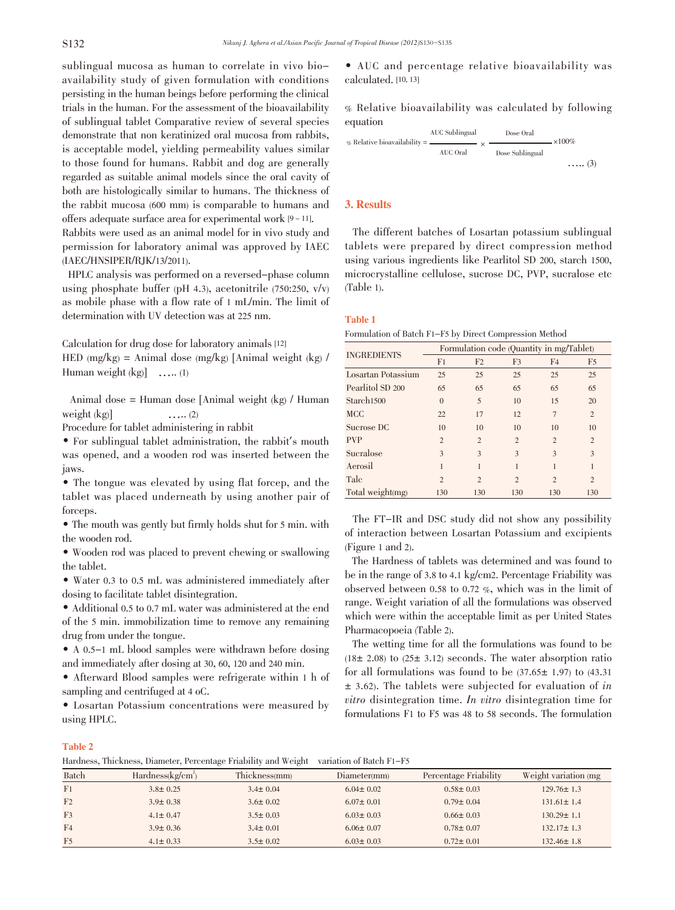sublingual mucosa as human to correlate in vivo bio–availability study of given formulation with conditions persisting in the human beings before performing the clinical trials in the human. For the assessment of the bioavailability of sublingual tablet Comparative review of several species demonstrate that non keratinized oral mucosa from rabbits, is acceptable model, yielding permeability values similar to those found for humans. Rabbit and dog are generally regarded as suitable animal models since the oral cavity of both are histologically similar to humans. The thickness of the rabbit mucosa (600 mm) is comparable to humans and offers adequate surface area for experimental work [9 – 11].

Rabbits were used as an animal model for in vivo study and permission for laboratory animal was approved by IAEC (IAEC/HNSIPER/RJK/13/2011).

HPLC analysis was performed on a reversed–phase column using phosphate buffer (pH 4.3), acetonitrile (750:250, v/v) as mobile phase with a flow rate of 1 mL/min. The limit of determination with UV detection was at 225 nm.

Calculation for drug dose for laboratory animals [12]

HED (mg/kg) = Animal dose (mg/kg) [Animal weight (kg) / Human weight (kg)] ….. (1)

Animal dose = Human dose [Animal weight (kg) / Human weight (kg)] ….. (2)

Procedure for tablet administering in rabbit

- For sublingual tablet administration, the rabbit's mouth was opened, and a wooden rod was inserted between the jaws.
- The tongue was elevated by using flat forcep, and the tablet was placed underneath by using another pair of forceps.
- The mouth was gently but firmly holds shut for 5 min. with the wooden rod.
- Wooden rod was placed to prevent chewing or swallowing the tablet.
- Water 0.3 to 0.5 mL was administered immediately after dosing to facilitate tablet disintegration.
- Additional 0.5 to 0.7 mL water was administered at the end of the 5 min. immobilization time to remove any remaining drug from under the tongue.
- A 0.5–1 mL blood samples were withdrawn before dosing and immediately after dosing at 30, 60, 120 and 240 min.
- Afterward Blood samples were refrigerate within 1 h of sampling and centrifuged at 4 oC.
- Losartan Potassium concentrations were measured by using HPLC.
- AUC and percentage relative bioavailability was calculated. [10, 13]

% Relative bioavailability was calculated by following equation

$$\%\ \text{Relative bioavailability} = \frac{\text{AUC Sublingual}}{\text{AUC Oral}} \times \frac{\text{Dose Oral}}{\text{Dose Sublingual}} \times 100\% \quad \ldots..\ (3)$$

## 3. Results

The different batches of Losartan potassium sublingual tablets were prepared by direct compression method using various ingredients like Pearlitol SD 200, starch 1500, microcrystalline cellulose, sucrose DC, PVP, sucralose etc (Table 1).

**Table 1**

Formulation of Batch F1–F5 by Direct Compression Method

| INGREDIENTS | Formulation code (Quantity in mg/Tablet) | | | | |
|---|---|---|---|---|---|
| | F1 | F2 | F3 | F4 | F5 |
| Losartan Potassium | 25 | 25 | 25 | 25 | 25 |
| Pearlitol SD 200 | 65 | 65 | 65 | 65 | 65 |
| Starch1500 | 0 | 5 | 10 | 15 | 20 |
| MCC | 22 | 17 | 12 | 7 | 2 |
| Sucrose DC | 10 | 10 | 10 | 10 | 10 |
| PVP | 2 | 2 | 2 | 2 | 2 |
| Sucralose | 3 | 3 | 3 | 3 | 3 |
| Aerosil | 1 | 1 | 1 | 1 | 1 |
| Talc | 2 | 2 | 2 | 2 | 2 |
| Total weight(mg) | 130 | 130 | 130 | 130 | 130 |

The FT–IR and DSC study did not show any possibility of interaction between Losartan Potassium and excipients (Figure 1 and 2).

The Hardness of tablets was determined and was found to be in the range of 3.8 to 4.1 kg/cm2. Percentage Friability was observed between 0.58 to 0.72 %, which was in the limit of range. Weight variation of all the formulations was observed which were within the acceptable limit as per United States Pharmacopoeia (Table 2).

The wetting time for all the formulations was found to be (18± 2.08) to (25± 3.12) seconds. The water absorption ratio for all formulations was found to be (37.65± 1.97) to (43.31 ± 3.62). The tablets were subjected for evaluation of *in vitro* disintegration time. *In vitro* disintegration time for formulations F1 to F5 was 48 to 58 seconds. The formulation

**Table 2**

Hardness, Thickness, Diameter, Percentage Friability and Weight variation of Batch F1–F5

| Batch | Hardness(kg/cm$^2$) | Thickness(mm) | Diameter(mm) | Percentage Friability | Weight variation (mg |
|---|---|---|---|---|---|
| F1 | 3.8± 0.25 | 3.4± 0.04 | 6.04± 0.02 | 0.58± 0.03 | 129.76± 1.3 |
| F2 | 3.9± 0.38 | 3.6± 0.02 | 6.07± 0.01 | 0.79± 0.04 | 131.61± 1.4 |
| F3 | 4.1± 0.47 | 3.5± 0.03 | 6.03± 0.03 | 0.66± 0.03 | 130.29± 1.1 |
| F4 | 3.9± 0.36 | 3.4± 0.01 | 6.06± 0.07 | 0.78± 0.07 | 132.17± 1.3 |
| F5 | 4.1± 0.33 | 3.5± 0.02 | 6.03± 0.03 | 0.72± 0.01 | 132.46± 1.8 |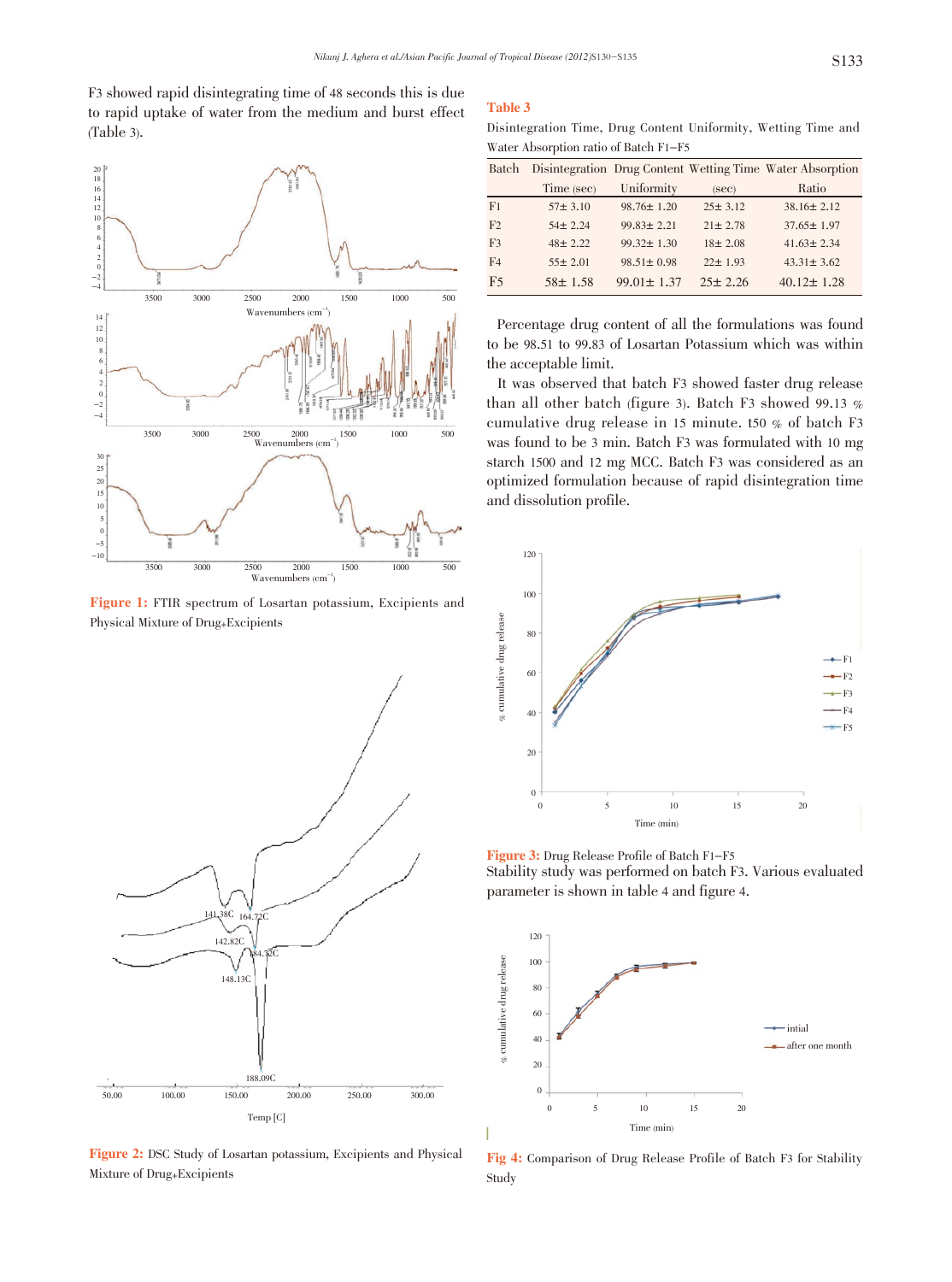F3 showed rapid disintegrating time of 48 seconds this is due to rapid uptake of water from the medium and burst effect (Table 3).

**Figure 1:** FTIR spectrum of Losartan potassium, Excipients and Physical Mixture of Drug+Excipients

**Figure 2:** DSC Study of Losartan potassium, Excipients and Physical Mixture of Drug+Excipients

**Table 3**

Disintegration Time, Drug Content Uniformity, Wetting Time and Water Absorption ratio of Batch F1–F5

| Batch | Disintegration Time (sec) | Drug Content Uniformity | Wetting Time (sec) | Water Absorption Ratio |
|---|---|---|---|---|
| F1 | 57± 3.10 | 98.76± 1.20 | 25± 3.12 | 38.16± 2.12 |
| F2 | 54± 2.24 | 99.83± 2.21 | 21± 2.78 | 37.65± 1.97 |
| F3 | 48± 2.22 | 99.32± 1.30 | 18± 2.08 | 41.63± 2.34 |
| F4 | 55± 2.01 | 98.51± 0.98 | 22± 1.93 | 43.31± 3.62 |
| F5 | 58± 1.58 | 99.01± 1.37 | 25± 2.26 | 40.12± 1.28 |

Percentage drug content of all the formulations was found to be 98.51 to 99.83 of Losartan Potassium which was within the acceptable limit.

It was observed that batch F3 showed faster drug release than all other batch (figure 3). Batch F3 showed 99.13 % cumulative drug release in 15 minute. t50 % of batch F3 was found to be 3 min. Batch F3 was formulated with 10 mg starch 1500 and 12 mg MCC. Batch F3 was considered as an optimized formulation because of rapid disintegration time and dissolution profile.

**Figure 3:** Drug Release Profile of Batch F1–F5

Stability study was performed on batch F3. Various evaluated parameter is shown in table 4 and figure 4.

**Fig 4:** Comparison of Drug Release Profile of Batch F3 for Stability Study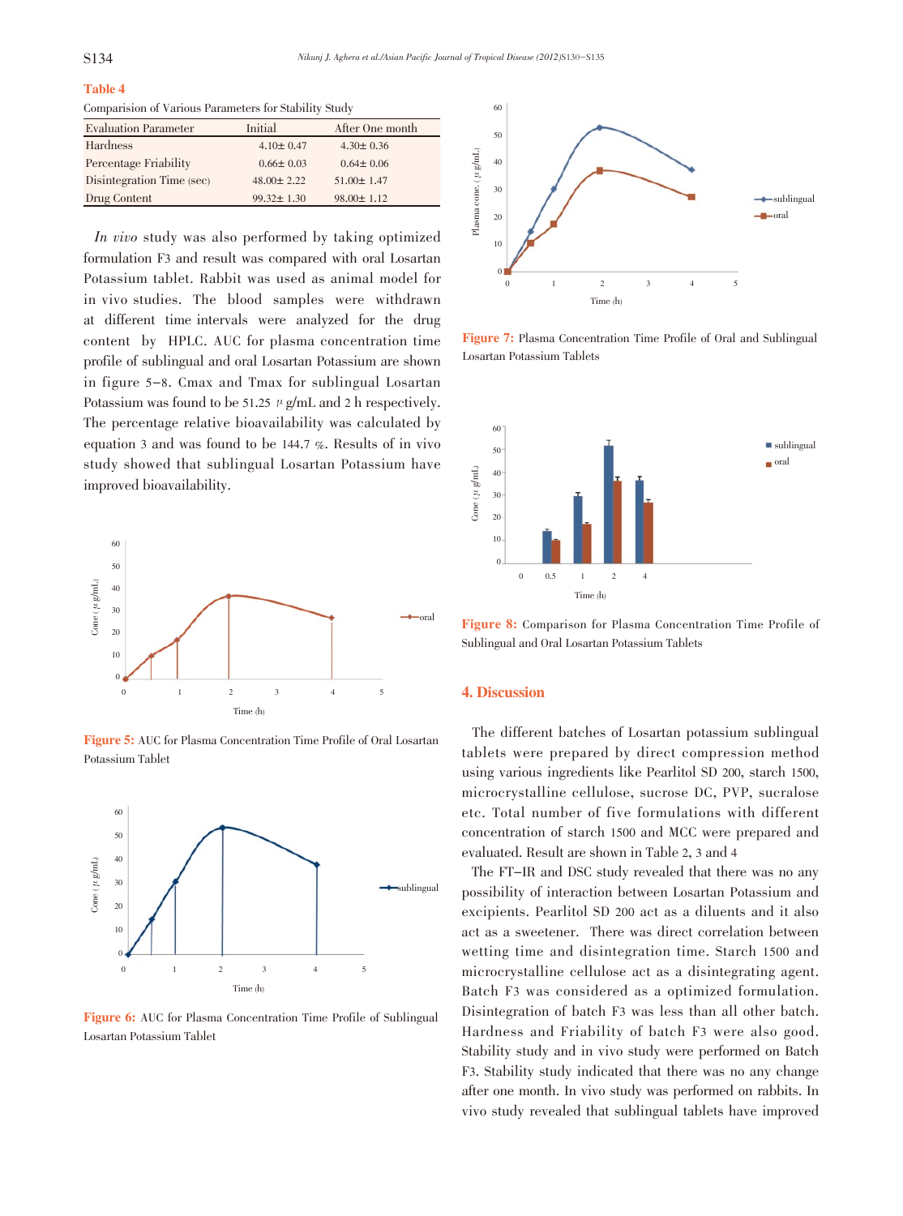**Table 4**

Comparision of Various Parameters for Stability Study

| Evaluation Parameter | Initial | After One month |
|---|---|---|
| Hardness | 4.10± 0.47 | 4.30± 0.36 |
| Percentage Friability | 0.66± 0.03 | 0.64± 0.06 |
| Disintegration Time (sec) | 48.00± 2.22 | 51.00± 1.47 |
| Drug Content | 99.32± 1.30 | 98.00± 1.12 |

*In vivo* study was also performed by taking optimized formulation F3 and result was compared with oral Losartan Potassium tablet. Rabbit was used as animal model for in vivo studies. The blood samples were withdrawn at different time intervals were analyzed for the drug content by HPLC. AUC for plasma concentration time profile of sublingual and oral Losartan Potassium are shown in figure 5–8. Cmax and Tmax for sublingual Losartan Potassium was found to be 51.25 μg/mL and 2 h respectively. The percentage relative bioavailability was calculated by equation 3 and was found to be 144.7 %. Results of in vivo study showed that sublingual Losartan Potassium have improved bioavailability.

**Figure 5:** AUC for Plasma Concentration Time Profile of Oral Losartan Potassium Tablet

**Figure 6:** AUC for Plasma Concentration Time Profile of Sublingual Losartan Potassium Tablet

**Figure 7:** Plasma Concentration Time Profile of Oral and Sublingual Losartan Potassium Tablets

**Figure 8:** Comparison for Plasma Concentration Time Profile of Sublingual and Oral Losartan Potassium Tablets

## 4. Discussion

The different batches of Losartan potassium sublingual tablets were prepared by direct compression method using various ingredients like Pearlitol SD 200, starch 1500, microcrystalline cellulose, sucrose DC, PVP, sucralose etc. Total number of five formulations with different concentration of starch 1500 and MCC were prepared and evaluated. Result are shown in Table 2, 3 and 4

The FT–IR and DSC study revealed that there was no any possibility of interaction between Losartan Potassium and excipients. Pearlitol SD 200 act as a diluents and it also act as a sweetener. There was direct correlation between wetting time and disintegration time. Starch 1500 and microcrystalline cellulose act as a disintegrating agent. Batch F3 was considered as a optimized formulation. Disintegration of batch F3 was less than all other batch. Hardness and Friability of batch F3 were also good. Stability study and in vivo study were performed on Batch F3. Stability study indicated that there was no any change after one month. In vivo study was performed on rabbits. In vivo study revealed that sublingual tablets have improved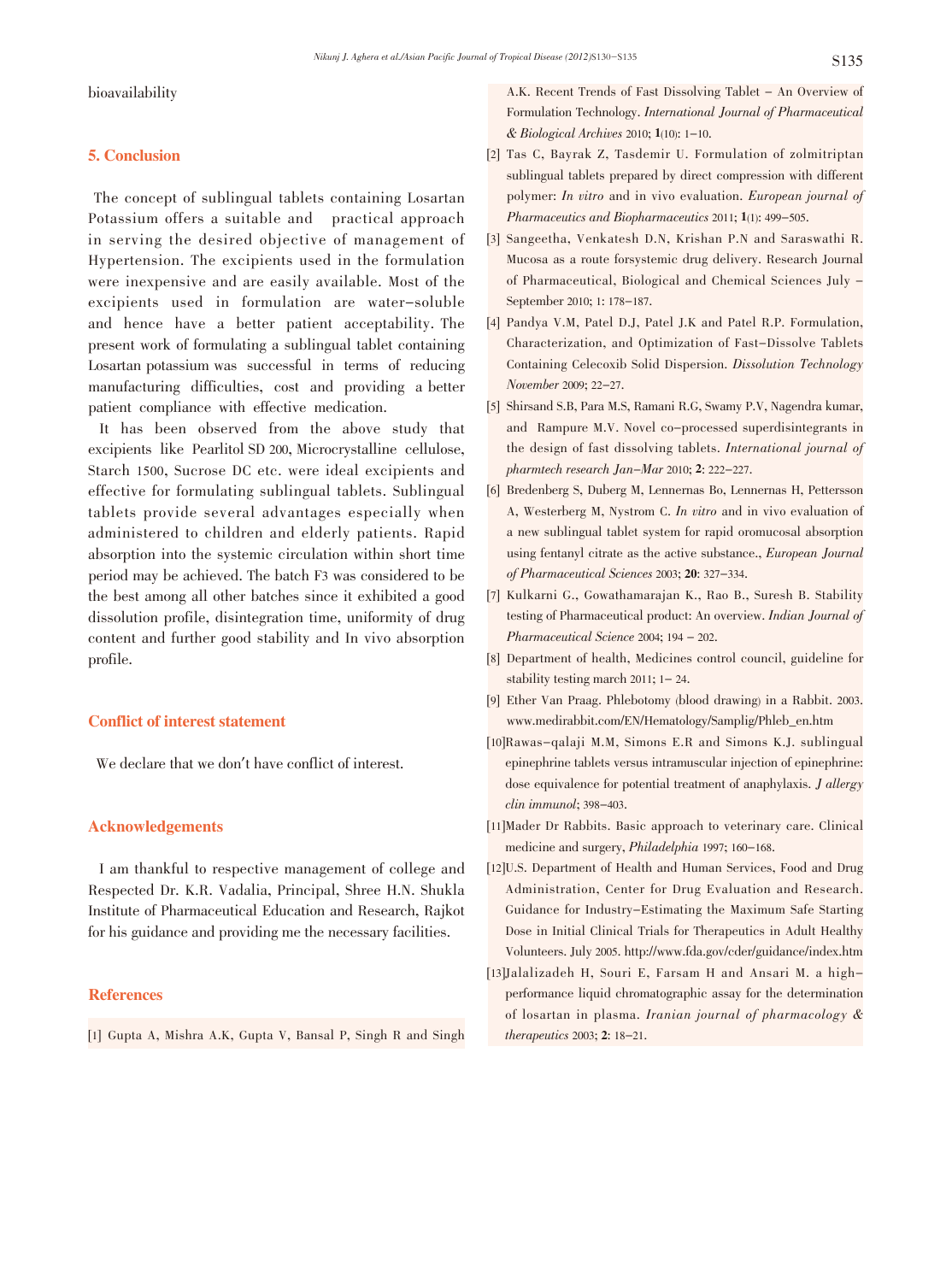bioavailability

## 5. Conclusion

The concept of sublingual tablets containing Losartan Potassium offers a suitable and practical approach in serving the desired objective of management of Hypertension. The excipients used in the formulation were inexpensive and are easily available. Most of the excipients used in formulation are water-soluble and hence have a better patient acceptability. The present work of formulating a sublingual tablet containing Losartan potassium was successful in terms of reducing manufacturing difficulties, cost and providing a better patient compliance with effective medication.

It has been observed from the above study that excipients like Pearlitol SD 200, Microcrystalline cellulose, Starch 1500, Sucrose DC etc. were ideal excipients and effective for formulating sublingual tablets. Sublingual tablets provide several advantages especially when administered to children and elderly patients. Rapid absorption into the systemic circulation within short time period may be achieved. The batch F3 was considered to be the best among all other batches since it exhibited a good dissolution profile, disintegration time, uniformity of drug content and further good stability and In vivo absorption profile.

## Conflict of interest statement

We declare that we don't have conflict of interest.

## Acknowledgements

I am thankful to respective management of college and Respected Dr. K.R. Vadalia, Principal, Shree H.N. Shukla Institute of Pharmaceutical Education and Research, Rajkot for his guidance and providing me the necessary facilities.

## References

[1] Gupta A, Mishra A.K, Gupta V, Bansal P, Singh R and Singh A.K. Recent Trends of Fast Dissolving Tablet – An Overview of Formulation Technology. *International Journal of Pharmaceutical & Biological Archives* 2010; **1**(10): 1–10.

[2] Tas C, Bayrak Z, Tasdemir U. Formulation of zolmitriptan sublingual tablets prepared by direct compression with different polymer: *In vitro* and in vivo evaluation. *European journal of Pharmaceutics and Biopharmaceutics* 2011; **1**(1): 499–505.

[3] Sangeetha, Venkatesh D.N, Krishan P.N and Saraswathi R. Mucosa as a route forsystemic drug delivery. Research Journal of Pharmaceutical, Biological and Chemical Sciences July – September 2010; 1: 178–187.

[4] Pandya V.M, Patel D.J, Patel J.K and Patel R.P. Formulation, Characterization, and Optimization of Fast-Dissolve Tablets Containing Celecoxib Solid Dispersion. *Dissolution Technology November* 2009; 22–27.

[5] Shirsand S.B, Para M.S, Ramani R.G, Swamy P.V, Nagendra kumar, and Rampure M.V. Novel co-processed superdisintegrants in the design of fast dissolving tablets. *International journal of pharmtech research Jan–Mar* 2010; **2**: 222–227.

[6] Bredenberg S, Duberg M, Lennernas Bo, Lennernas H, Pettersson A, Westerberg M, Nystrom C. *In vitro* and in vivo evaluation of a new sublingual tablet system for rapid oromucosal absorption using fentanyl citrate as the active substance., *European Journal of Pharmaceutical Sciences* 2003; **20**: 327–334.

[7] Kulkarni G., Gowthamarajan K., Rao B., Suresh B. Stability testing of Pharmaceutical product: An overview. *Indian Journal of Pharmaceutical Science* 2004; 194 – 202.

[8] Department of health, Medicines control council, guideline for stability testing march 2011; 1– 24.

[9] Ether Van Praag. Phlebotomy (blood drawing) in a Rabbit. 2003. www.medirabbit.com/EN/Hematology/Samplig/Phleb_en.htm

[10] Rawas-qalaji M.M, Simons E.R and Simons K.J. sublingual epinephrine tablets versus intramuscular injection of epinephrine: dose equivalence for potential treatment of anaphylaxis. *J allergy clin immunol*; 398–403.

[11] Mader Dr Rabbits. Basic approach to veterinary care. Clinical medicine and surgery, *Philadelphia* 1997; 160–168.

[12] U.S. Department of Health and Human Services, Food and Drug Administration, Center for Drug Evaluation and Research. Guidance for Industry-Estimating the Maximum Safe Starting Dose in Initial Clinical Trials for Therapeutics in Adult Healthy Volunteers. July 2005. http://www.fda.gov/cder/guidance/index.htm

[13] Jalalizadeh H, Souri E, Farsam H and Ansari M. a high-performance liquid chromatographic assay for the determination of losartan in plasma. *Iranian journal of pharmacology & therapeutics* 2003; **2**: 18–21.